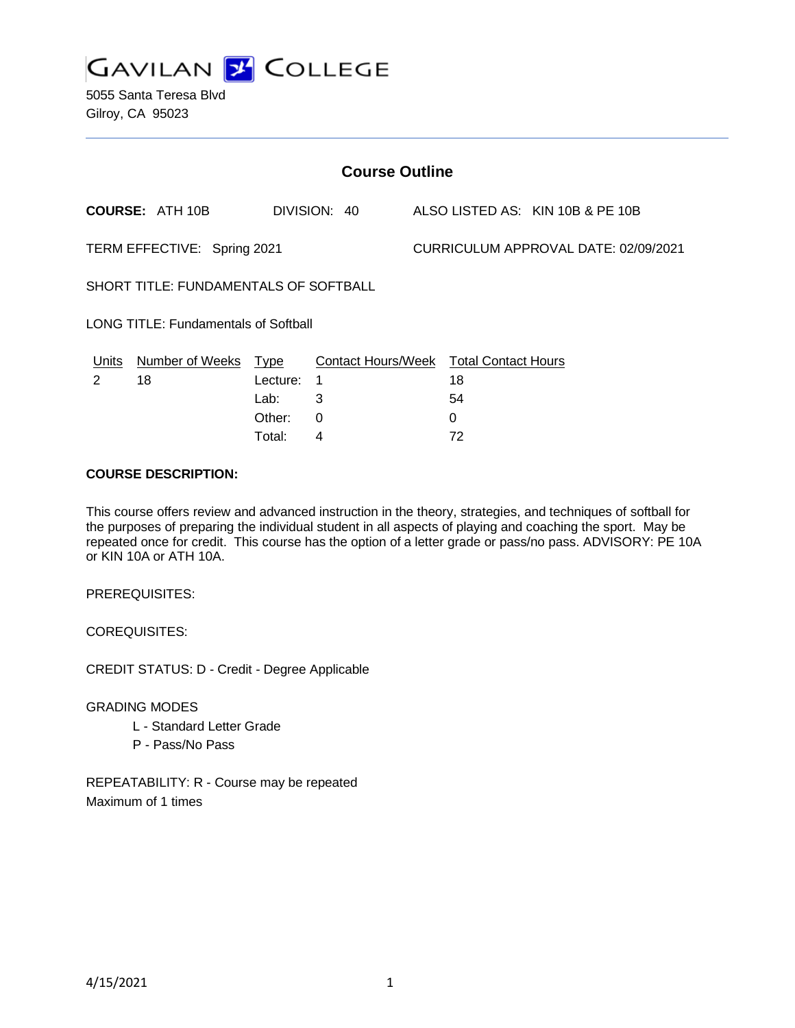# GAVILAN COLLEGE

5055 Santa Teresa Blvd
Gilroy, CA 95023

## Course Outline

**COURSE:** ATH 10B DIVISION: 40 ALSO LISTED AS: KIN 10B & PE 10B

TERM EFFECTIVE: Spring 2021 CURRICULUM APPROVAL DATE: 02/09/2021

SHORT TITLE: FUNDAMENTALS OF SOFTBALL

LONG TITLE: Fundamentals of Softball

| Units | Number of Weeks | Type | Contact Hours/Week | Total Contact Hours |
|---|---|---|---|---|
| 2 | 18 | Lecture: | 1 | 18 |
| | | Lab: | 3 | 54 |
| | | Other: | 0 | 0 |
| | | Total: | 4 | 72 |

**COURSE DESCRIPTION:**

This course offers review and advanced instruction in the theory, strategies, and techniques of softball for the purposes of preparing the individual student in all aspects of playing and coaching the sport. May be repeated once for credit. This course has the option of a letter grade or pass/no pass. ADVISORY: PE 10A or KIN 10A or ATH 10A.

PREREQUISITES:

COREQUISITES:

CREDIT STATUS: D - Credit - Degree Applicable

GRADING MODES

- L - Standard Letter Grade
- P - Pass/No Pass

REPEATABILITY: R - Course may be repeated
Maximum of 1 times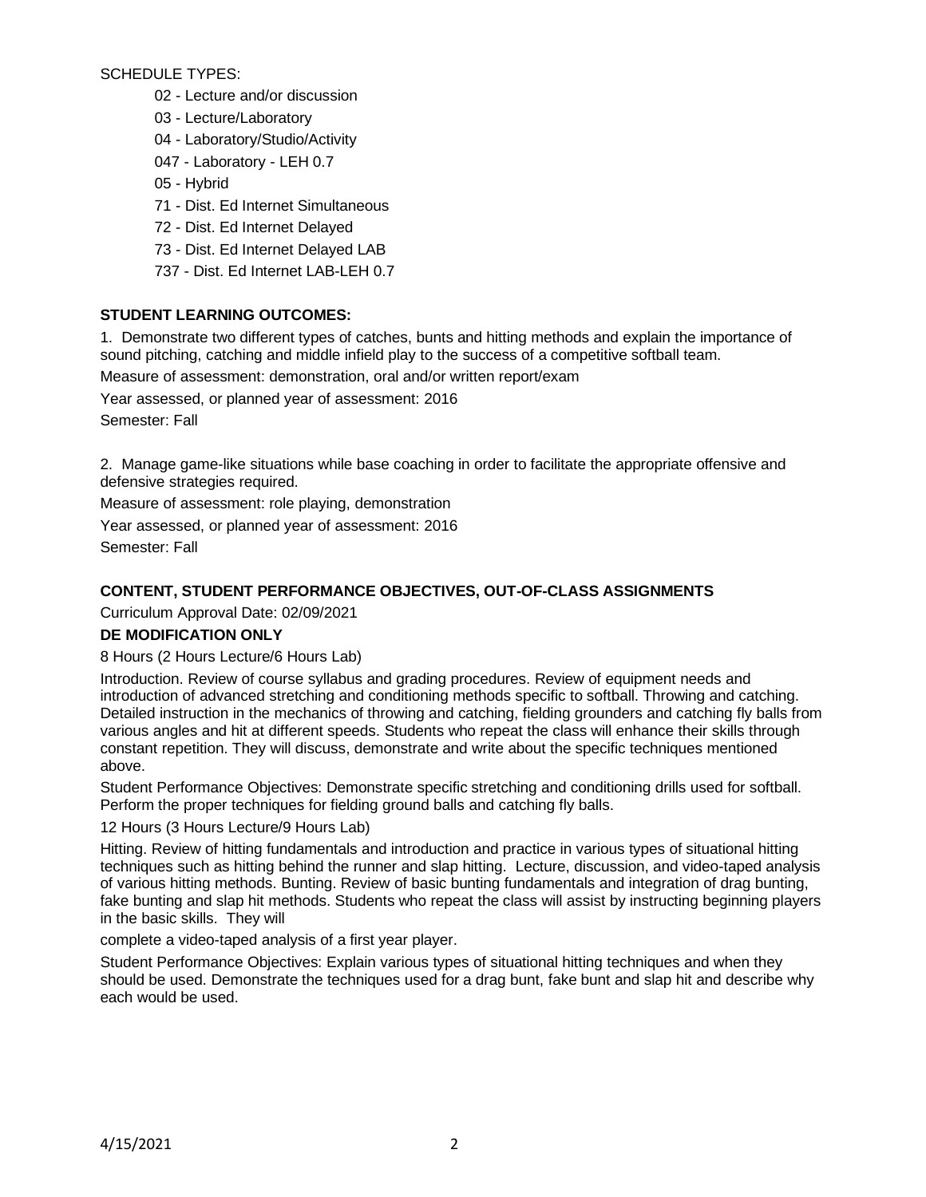SCHEDULE TYPES:

- 02 - Lecture and/or discussion
- 03 - Lecture/Laboratory
- 04 - Laboratory/Studio/Activity
- 047 - Laboratory - LEH 0.7
- 05 - Hybrid
- 71 - Dist. Ed Internet Simultaneous
- 72 - Dist. Ed Internet Delayed
- 73 - Dist. Ed Internet Delayed LAB
- 737 - Dist. Ed Internet LAB-LEH 0.7

**STUDENT LEARNING OUTCOMES:**

1. Demonstrate two different types of catches, bunts and hitting methods and explain the importance of sound pitching, catching and middle infield play to the success of a competitive softball team.

Measure of assessment: demonstration, oral and/or written report/exam

Year assessed, or planned year of assessment: 2016

Semester: Fall

2. Manage game-like situations while base coaching in order to facilitate the appropriate offensive and defensive strategies required.

Measure of assessment: role playing, demonstration

Year assessed, or planned year of assessment: 2016

Semester: Fall

**CONTENT, STUDENT PERFORMANCE OBJECTIVES, OUT-OF-CLASS ASSIGNMENTS**

Curriculum Approval Date: 02/09/2021

**DE MODIFICATION ONLY**

8 Hours (2 Hours Lecture/6 Hours Lab)

Introduction. Review of course syllabus and grading procedures. Review of equipment needs and introduction of advanced stretching and conditioning methods specific to softball. Throwing and catching. Detailed instruction in the mechanics of throwing and catching, fielding grounders and catching fly balls from various angles and hit at different speeds. Students who repeat the class will enhance their skills through constant repetition. They will discuss, demonstrate and write about the specific techniques mentioned above.

Student Performance Objectives: Demonstrate specific stretching and conditioning drills used for softball. Perform the proper techniques for fielding ground balls and catching fly balls.

12 Hours (3 Hours Lecture/9 Hours Lab)

Hitting. Review of hitting fundamentals and introduction and practice in various types of situational hitting techniques such as hitting behind the runner and slap hitting. Lecture, discussion, and video-taped analysis of various hitting methods. Bunting. Review of basic bunting fundamentals and integration of drag bunting, fake bunting and slap hit methods. Students who repeat the class will assist by instructing beginning players in the basic skills. They will complete a video-taped analysis of a first year player.

Student Performance Objectives: Explain various types of situational hitting techniques and when they should be used. Demonstrate the techniques used for a drag bunt, fake bunt and slap hit and describe why each would be used.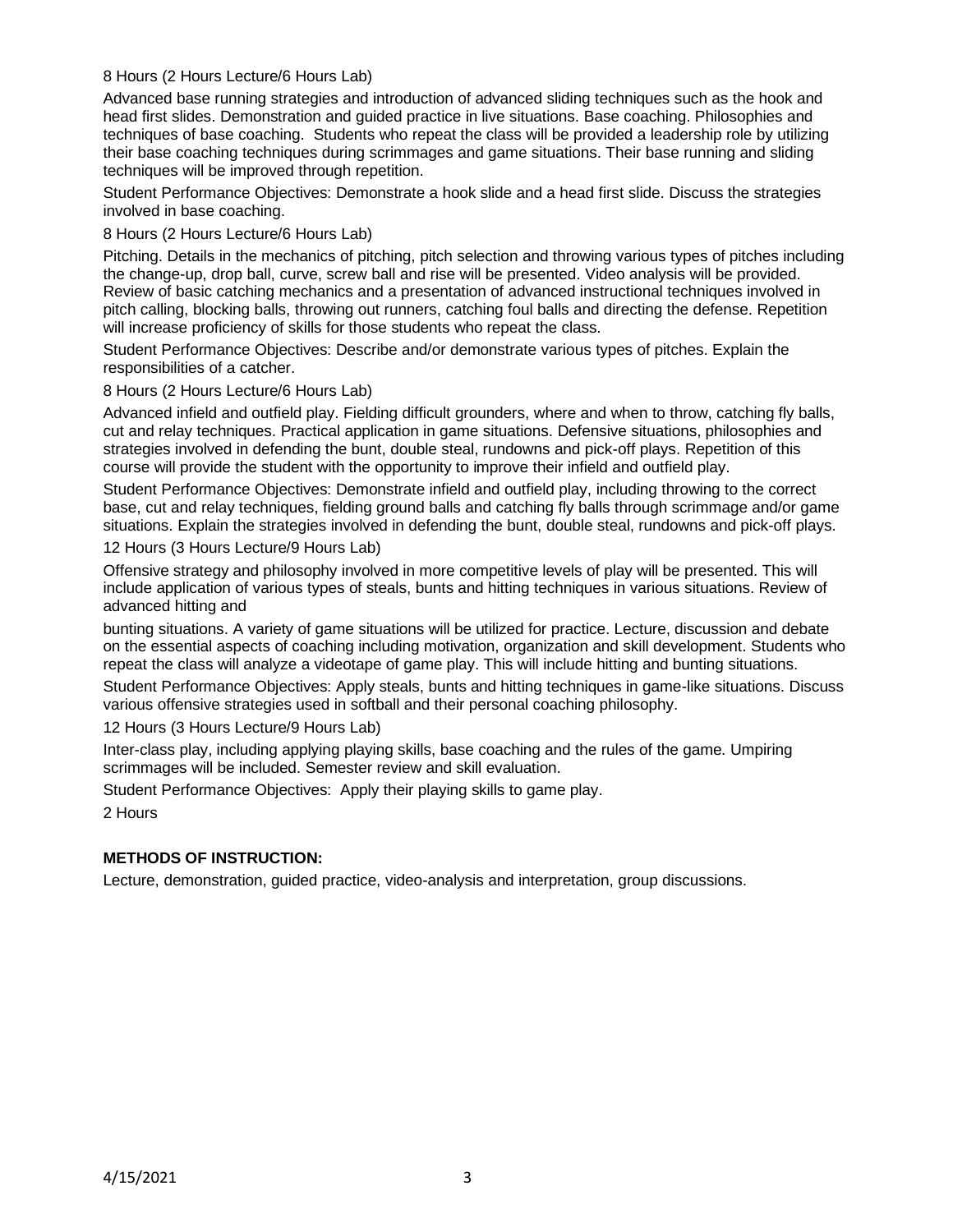8 Hours (2 Hours Lecture/6 Hours Lab)

Advanced base running strategies and introduction of advanced sliding techniques such as the hook and head first slides. Demonstration and guided practice in live situations. Base coaching. Philosophies and techniques of base coaching. Students who repeat the class will be provided a leadership role by utilizing their base coaching techniques during scrimmages and game situations. Their base running and sliding techniques will be improved through repetition.

Student Performance Objectives: Demonstrate a hook slide and a head first slide. Discuss the strategies involved in base coaching.

8 Hours (2 Hours Lecture/6 Hours Lab)

Pitching. Details in the mechanics of pitching, pitch selection and throwing various types of pitches including the change-up, drop ball, curve, screw ball and rise will be presented. Video analysis will be provided. Review of basic catching mechanics and a presentation of advanced instructional techniques involved in pitch calling, blocking balls, throwing out runners, catching foul balls and directing the defense. Repetition will increase proficiency of skills for those students who repeat the class.

Student Performance Objectives: Describe and/or demonstrate various types of pitches. Explain the responsibilities of a catcher.

8 Hours (2 Hours Lecture/6 Hours Lab)

Advanced infield and outfield play. Fielding difficult grounders, where and when to throw, catching fly balls, cut and relay techniques. Practical application in game situations. Defensive situations, philosophies and strategies involved in defending the bunt, double steal, rundowns and pick-off plays. Repetition of this course will provide the student with the opportunity to improve their infield and outfield play.

Student Performance Objectives: Demonstrate infield and outfield play, including throwing to the correct base, cut and relay techniques, fielding ground balls and catching fly balls through scrimmage and/or game situations. Explain the strategies involved in defending the bunt, double steal, rundowns and pick-off plays.

12 Hours (3 Hours Lecture/9 Hours Lab)

Offensive strategy and philosophy involved in more competitive levels of play will be presented. This will include application of various types of steals, bunts and hitting techniques in various situations. Review of advanced hitting and

bunting situations. A variety of game situations will be utilized for practice. Lecture, discussion and debate on the essential aspects of coaching including motivation, organization and skill development. Students who repeat the class will analyze a videotape of game play. This will include hitting and bunting situations.

Student Performance Objectives: Apply steals, bunts and hitting techniques in game-like situations. Discuss various offensive strategies used in softball and their personal coaching philosophy.

12 Hours (3 Hours Lecture/9 Hours Lab)

Inter-class play, including applying playing skills, base coaching and the rules of the game. Umpiring scrimmages will be included. Semester review and skill evaluation.

Student Performance Objectives: Apply their playing skills to game play.

2 Hours

**METHODS OF INSTRUCTION:**

Lecture, demonstration, guided practice, video-analysis and interpretation, group discussions.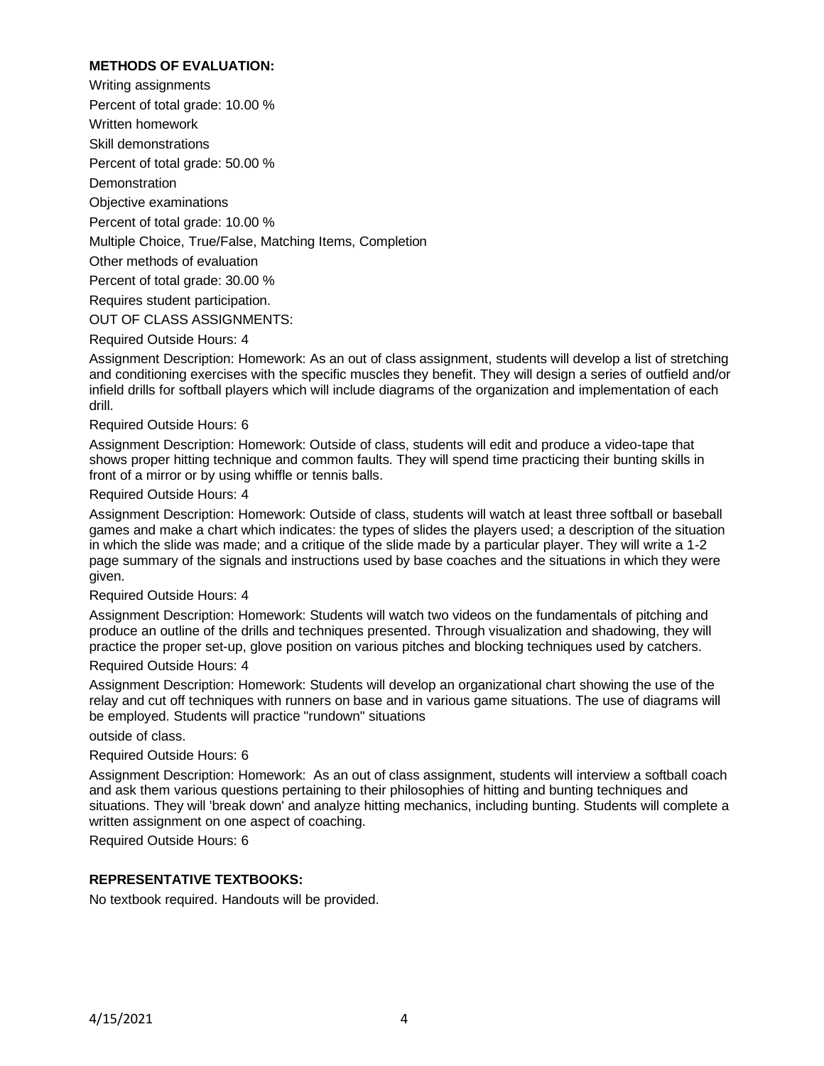**METHODS OF EVALUATION:**

Writing assignments

Percent of total grade: 10.00 %

Written homework

Skill demonstrations

Percent of total grade: 50.00 %

Demonstration

Objective examinations

Percent of total grade: 10.00 %

Multiple Choice, True/False, Matching Items, Completion

Other methods of evaluation

Percent of total grade: 30.00 %

Requires student participation.

OUT OF CLASS ASSIGNMENTS:

Required Outside Hours: 4

Assignment Description: Homework: As an out of class assignment, students will develop a list of stretching and conditioning exercises with the specific muscles they benefit. They will design a series of outfield and/or infield drills for softball players which will include diagrams of the organization and implementation of each drill.

Required Outside Hours: 6

Assignment Description: Homework: Outside of class, students will edit and produce a video-tape that shows proper hitting technique and common faults. They will spend time practicing their bunting skills in front of a mirror or by using whiffle or tennis balls.

Required Outside Hours: 4

Assignment Description: Homework: Outside of class, students will watch at least three softball or baseball games and make a chart which indicates: the types of slides the players used; a description of the situation in which the slide was made; and a critique of the slide made by a particular player. They will write a 1-2 page summary of the signals and instructions used by base coaches and the situations in which they were given.

Required Outside Hours: 4

Assignment Description: Homework: Students will watch two videos on the fundamentals of pitching and produce an outline of the drills and techniques presented. Through visualization and shadowing, they will practice the proper set-up, glove position on various pitches and blocking techniques used by catchers.

Required Outside Hours: 4

Assignment Description: Homework: Students will develop an organizational chart showing the use of the relay and cut off techniques with runners on base and in various game situations. The use of diagrams will be employed. Students will practice "rundown" situations

outside of class.

Required Outside Hours: 6

Assignment Description: Homework: As an out of class assignment, students will interview a softball coach and ask them various questions pertaining to their philosophies of hitting and bunting techniques and situations. They will 'break down' and analyze hitting mechanics, including bunting. Students will complete a written assignment on one aspect of coaching.

Required Outside Hours: 6

**REPRESENTATIVE TEXTBOOKS:**

No textbook required. Handouts will be provided.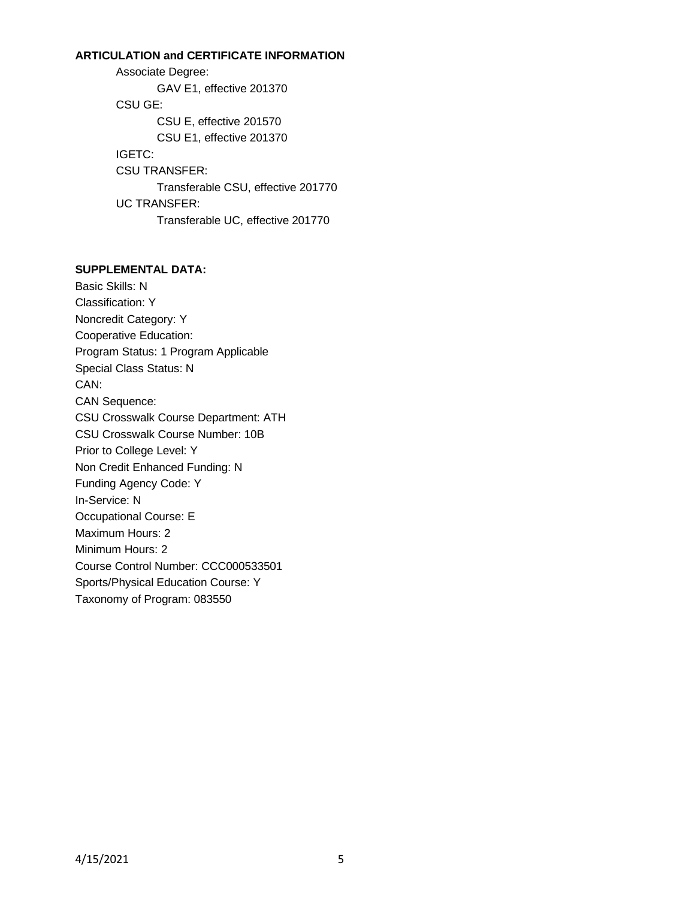**ARTICULATION and CERTIFICATE INFORMATION**

Associate Degree:

GAV E1, effective 201370

CSU GE:

CSU E, effective 201570

CSU E1, effective 201370

IGETC:

CSU TRANSFER:

Transferable CSU, effective 201770

UC TRANSFER:

Transferable UC, effective 201770

**SUPPLEMENTAL DATA:**

Basic Skills: N
Classification: Y
Noncredit Category: Y
Cooperative Education:
Program Status: 1 Program Applicable
Special Class Status: N
CAN:
CAN Sequence:
CSU Crosswalk Course Department: ATH
CSU Crosswalk Course Number: 10B
Prior to College Level: Y
Non Credit Enhanced Funding: N
Funding Agency Code: Y
In-Service: N
Occupational Course: E
Maximum Hours: 2
Minimum Hours: 2
Course Control Number: CCC000533501
Sports/Physical Education Course: Y
Taxonomy of Program: 083550